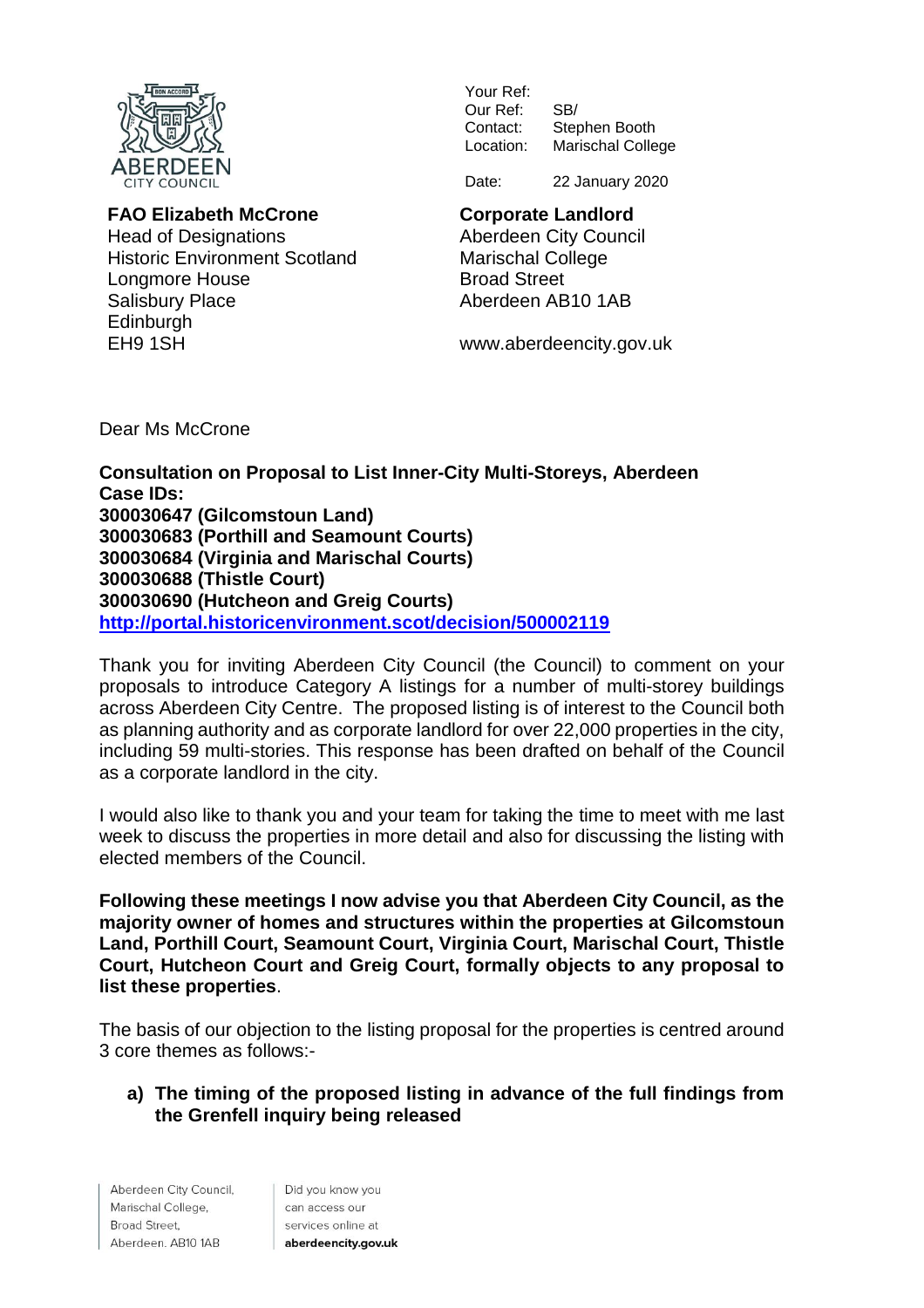ABERDEEN CITY COUNCIL

| | |
|---|---|
| Your Ref: | |
| Our Ref: | SB/ |
| Contact: | Stephen Booth |
| Location: | Marischal College |
| Date: | 22 January 2020 |

**FAO Elizabeth McCrone**
Head of Designations
Historic Environment Scotland
Longmore House
Salisbury Place
Edinburgh
EH9 1SH

**Corporate Landlord**
Aberdeen City Council
Marischal College
Broad Street
Aberdeen AB10 1AB

www.aberdeencity.gov.uk

Dear Ms McCrone

**Consultation on Proposal to List Inner-City Multi-Storeys, Aberdeen**
**Case IDs:**
**300030647 (Gilcomstoun Land)**
**300030683 (Porthill and Seamount Courts)**
**300030684 (Virginia and Marischal Courts)**
**300030688 (Thistle Court)**
**300030690 (Hutcheon and Greig Courts)**
**http://portal.historicenvironment.scot/decision/500002119**

Thank you for inviting Aberdeen City Council (the Council) to comment on your proposals to introduce Category A listings for a number of multi-storey buildings across Aberdeen City Centre. The proposed listing is of interest to the Council both as planning authority and as corporate landlord for over 22,000 properties in the city, including 59 multi-stories. This response has been drafted on behalf of the Council as a corporate landlord in the city.

I would also like to thank you and your team for taking the time to meet with me last week to discuss the properties in more detail and also for discussing the listing with elected members of the Council.

**Following these meetings I now advise you that Aberdeen City Council, as the majority owner of homes and structures within the properties at Gilcomstoun Land, Porthill Court, Seamount Court, Virginia Court, Marischal Court, Thistle Court, Hutcheon Court and Greig Court, formally objects to any proposal to list these properties**.

The basis of our objection to the listing proposal for the properties is centred around 3 core themes as follows:-

**a) The timing of the proposed listing in advance of the full findings from the Grenfell inquiry being released**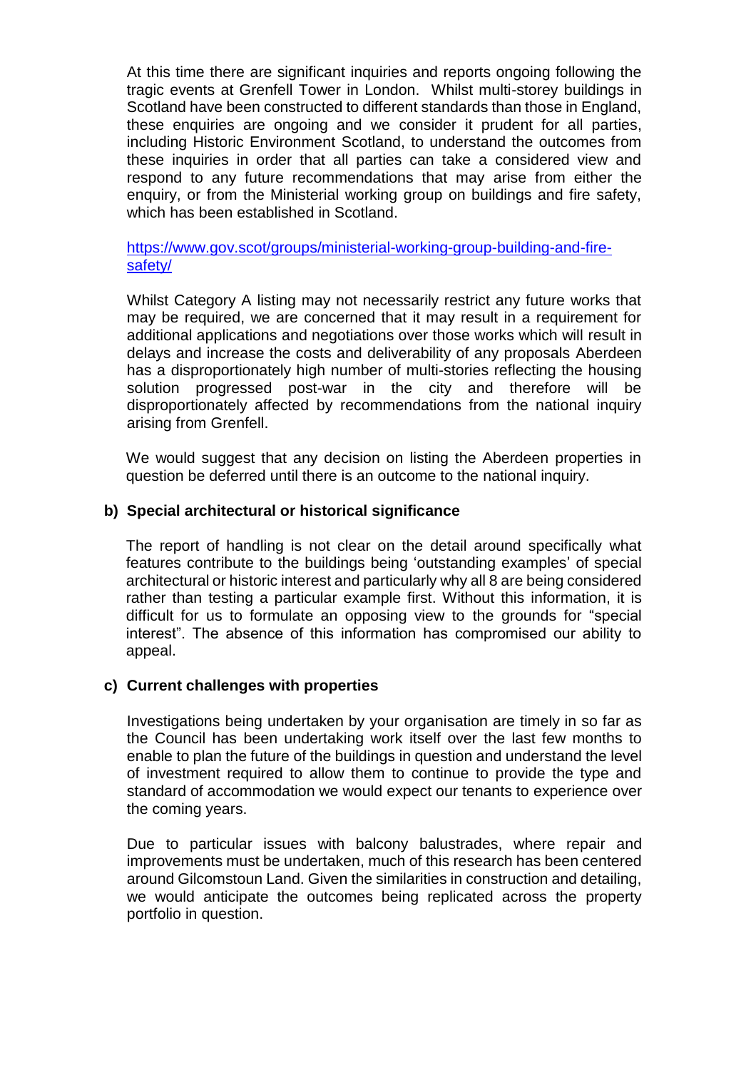At this time there are significant inquiries and reports ongoing following the tragic events at Grenfell Tower in London. Whilst multi-storey buildings in Scotland have been constructed to different standards than those in England, these enquiries are ongoing and we consider it prudent for all parties, including Historic Environment Scotland, to understand the outcomes from these inquiries in order that all parties can take a considered view and respond to any future recommendations that may arise from either the enquiry, or from the Ministerial working group on buildings and fire safety, which has been established in Scotland.

[https://www.gov.scot/groups/ministerial-working-group-building-and-fire-safety/](https://www.gov.scot/groups/ministerial-working-group-building-and-fire-safety/)

Whilst Category A listing may not necessarily restrict any future works that may be required, we are concerned that it may result in a requirement for additional applications and negotiations over those works which will result in delays and increase the costs and deliverability of any proposals Aberdeen has a disproportionately high number of multi-stories reflecting the housing solution progressed post-war in the city and therefore will be disproportionately affected by recommendations from the national inquiry arising from Grenfell.

We would suggest that any decision on listing the Aberdeen properties in question be deferred until there is an outcome to the national inquiry.

**b) Special architectural or historical significance**

The report of handling is not clear on the detail around specifically what features contribute to the buildings being 'outstanding examples' of special architectural or historic interest and particularly why all 8 are being considered rather than testing a particular example first. Without this information, it is difficult for us to formulate an opposing view to the grounds for "special interest". The absence of this information has compromised our ability to appeal.

**c) Current challenges with properties**

Investigations being undertaken by your organisation are timely in so far as the Council has been undertaking work itself over the last few months to enable to plan the future of the buildings in question and understand the level of investment required to allow them to continue to provide the type and standard of accommodation we would expect our tenants to experience over the coming years.

Due to particular issues with balcony balustrades, where repair and improvements must be undertaken, much of this research has been centered around Gilcomstoun Land. Given the similarities in construction and detailing, we would anticipate the outcomes being replicated across the property portfolio in question.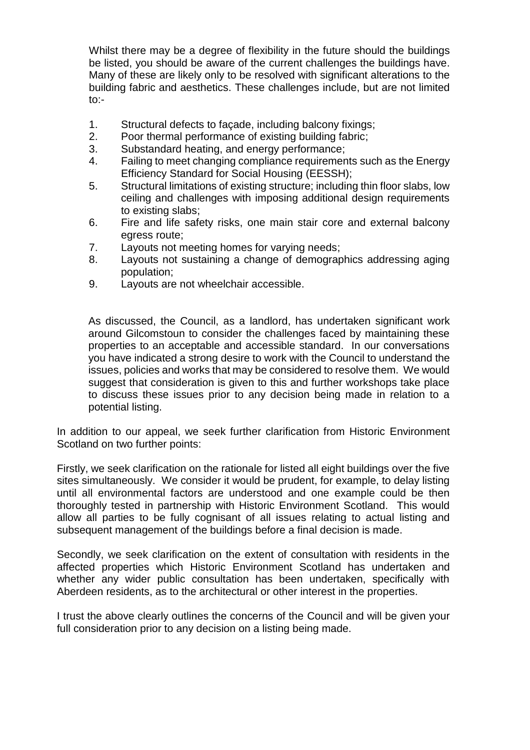Whilst there may be a degree of flexibility in the future should the buildings be listed, you should be aware of the current challenges the buildings have. Many of these are likely only to be resolved with significant alterations to the building fabric and aesthetics. These challenges include, but are not limited to:-

1. Structural defects to façade, including balcony fixings;
2. Poor thermal performance of existing building fabric;
3. Substandard heating, and energy performance;
4. Failing to meet changing compliance requirements such as the Energy Efficiency Standard for Social Housing (EESSH);
5. Structural limitations of existing structure; including thin floor slabs, low ceiling and challenges with imposing additional design requirements to existing slabs;
6. Fire and life safety risks, one main stair core and external balcony egress route;
7. Layouts not meeting homes for varying needs;
8. Layouts not sustaining a change of demographics addressing aging population;
9. Layouts are not wheelchair accessible.

As discussed, the Council, as a landlord, has undertaken significant work around Gilcomstoun to consider the challenges faced by maintaining these properties to an acceptable and accessible standard. In our conversations you have indicated a strong desire to work with the Council to understand the issues, policies and works that may be considered to resolve them. We would suggest that consideration is given to this and further workshops take place to discuss these issues prior to any decision being made in relation to a potential listing.

In addition to our appeal, we seek further clarification from Historic Environment Scotland on two further points:

Firstly, we seek clarification on the rationale for listed all eight buildings over the five sites simultaneously. We consider it would be prudent, for example, to delay listing until all environmental factors are understood and one example could be then thoroughly tested in partnership with Historic Environment Scotland. This would allow all parties to be fully cognisant of all issues relating to actual listing and subsequent management of the buildings before a final decision is made.

Secondly, we seek clarification on the extent of consultation with residents in the affected properties which Historic Environment Scotland has undertaken and whether any wider public consultation has been undertaken, specifically with Aberdeen residents, as to the architectural or other interest in the properties.

I trust the above clearly outlines the concerns of the Council and will be given your full consideration prior to any decision on a listing being made.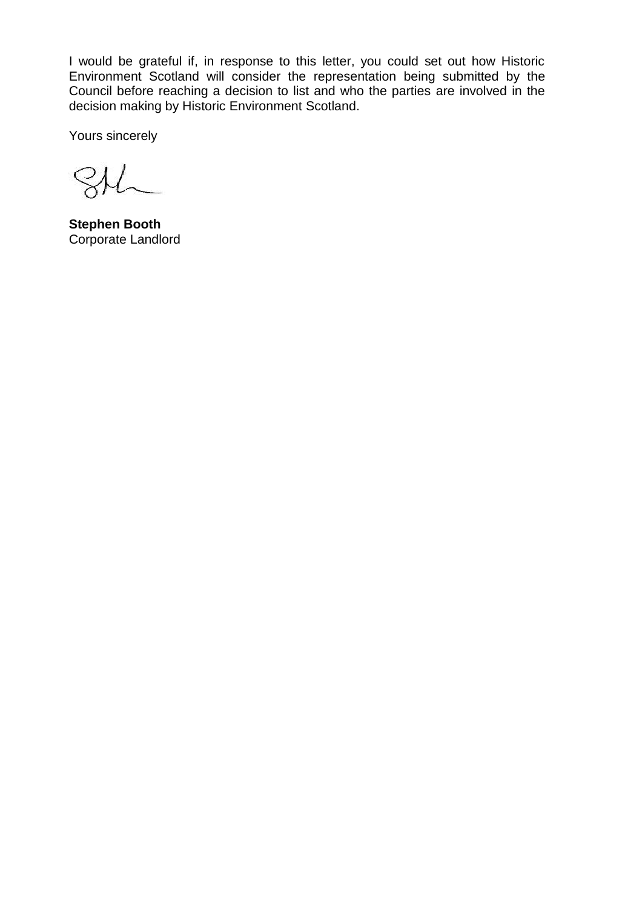I would be grateful if, in response to this letter, you could set out how Historic Environment Scotland will consider the representation being submitted by the Council before reaching a decision to list and who the parties are involved in the decision making by Historic Environment Scotland.

Yours sincerely

**Stephen Booth**
Corporate Landlord